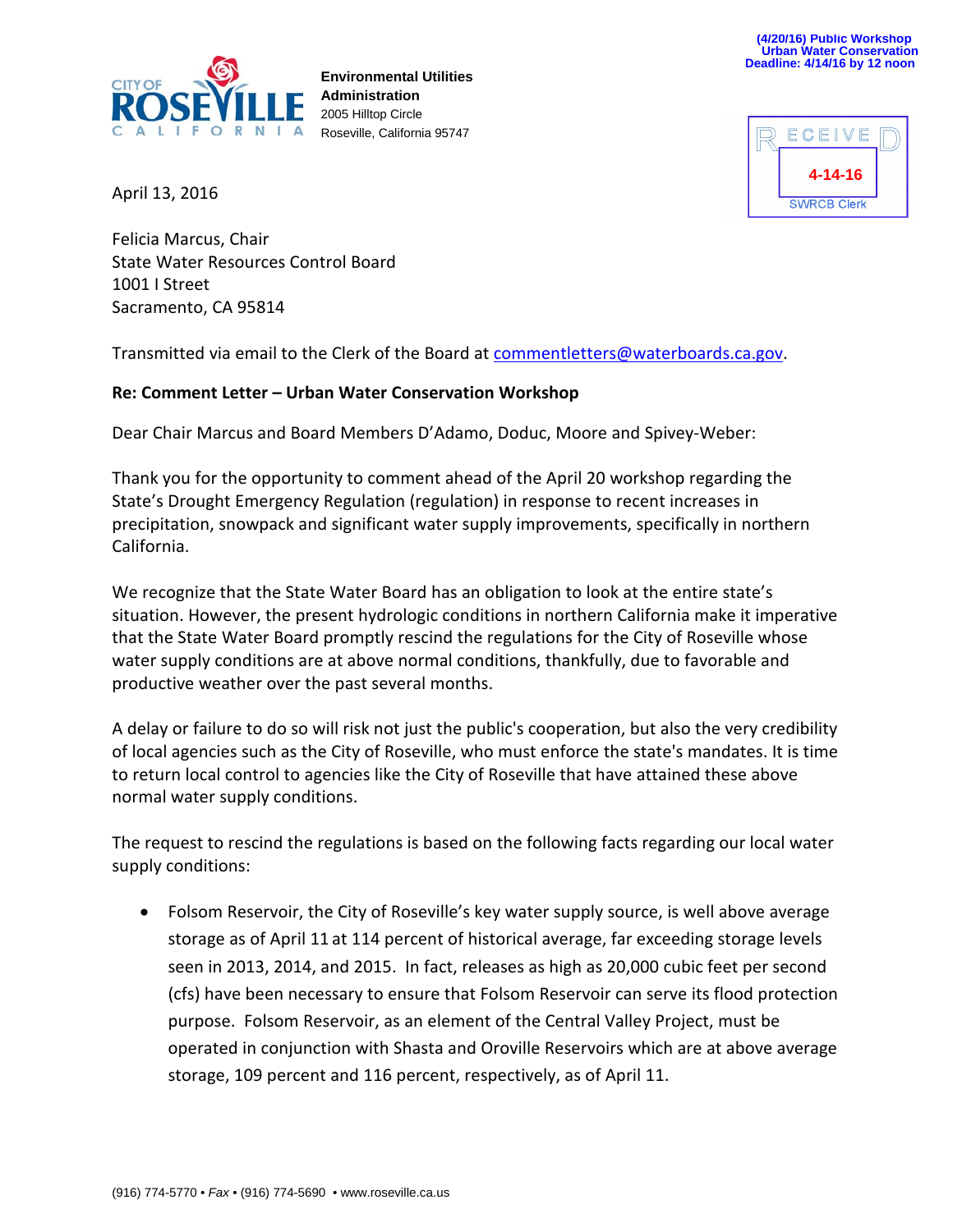(4/20/16) Public Workshop
Urban Water Conservation
Deadline: 4/14/16 by 12 noon

CITY OF ROSEVILLE CALIFORNIA

**Environmental Utilities Administration**
2005 Hilltop Circle
Roseville, California 95747

RECEIVED
4-14-16
SWRCB Clerk

April 13, 2016

Felicia Marcus, Chair
State Water Resources Control Board
1001 I Street
Sacramento, CA 95814

Transmitted via email to the Clerk of the Board at commentletters@waterboards.ca.gov.

**Re: Comment Letter – Urban Water Conservation Workshop**

Dear Chair Marcus and Board Members D'Adamo, Doduc, Moore and Spivey-Weber:

Thank you for the opportunity to comment ahead of the April 20 workshop regarding the State's Drought Emergency Regulation (regulation) in response to recent increases in precipitation, snowpack and significant water supply improvements, specifically in northern California.

We recognize that the State Water Board has an obligation to look at the entire state's situation. However, the present hydrologic conditions in northern California make it imperative that the State Water Board promptly rescind the regulations for the City of Roseville whose water supply conditions are at above normal conditions, thankfully, due to favorable and productive weather over the past several months.

A delay or failure to do so will risk not just the public's cooperation, but also the very credibility of local agencies such as the City of Roseville, who must enforce the state's mandates. It is time to return local control to agencies like the City of Roseville that have attained these above normal water supply conditions.

The request to rescind the regulations is based on the following facts regarding our local water supply conditions:

- Folsom Reservoir, the City of Roseville's key water supply source, is well above average storage as of April 11 at 114 percent of historical average, far exceeding storage levels seen in 2013, 2014, and 2015. In fact, releases as high as 20,000 cubic feet per second (cfs) have been necessary to ensure that Folsom Reservoir can serve its flood protection purpose. Folsom Reservoir, as an element of the Central Valley Project, must be operated in conjunction with Shasta and Oroville Reservoirs which are at above average storage, 109 percent and 116 percent, respectively, as of April 11.

(916) 774-5770 • *Fax* • (916) 774-5690 • www.roseville.ca.us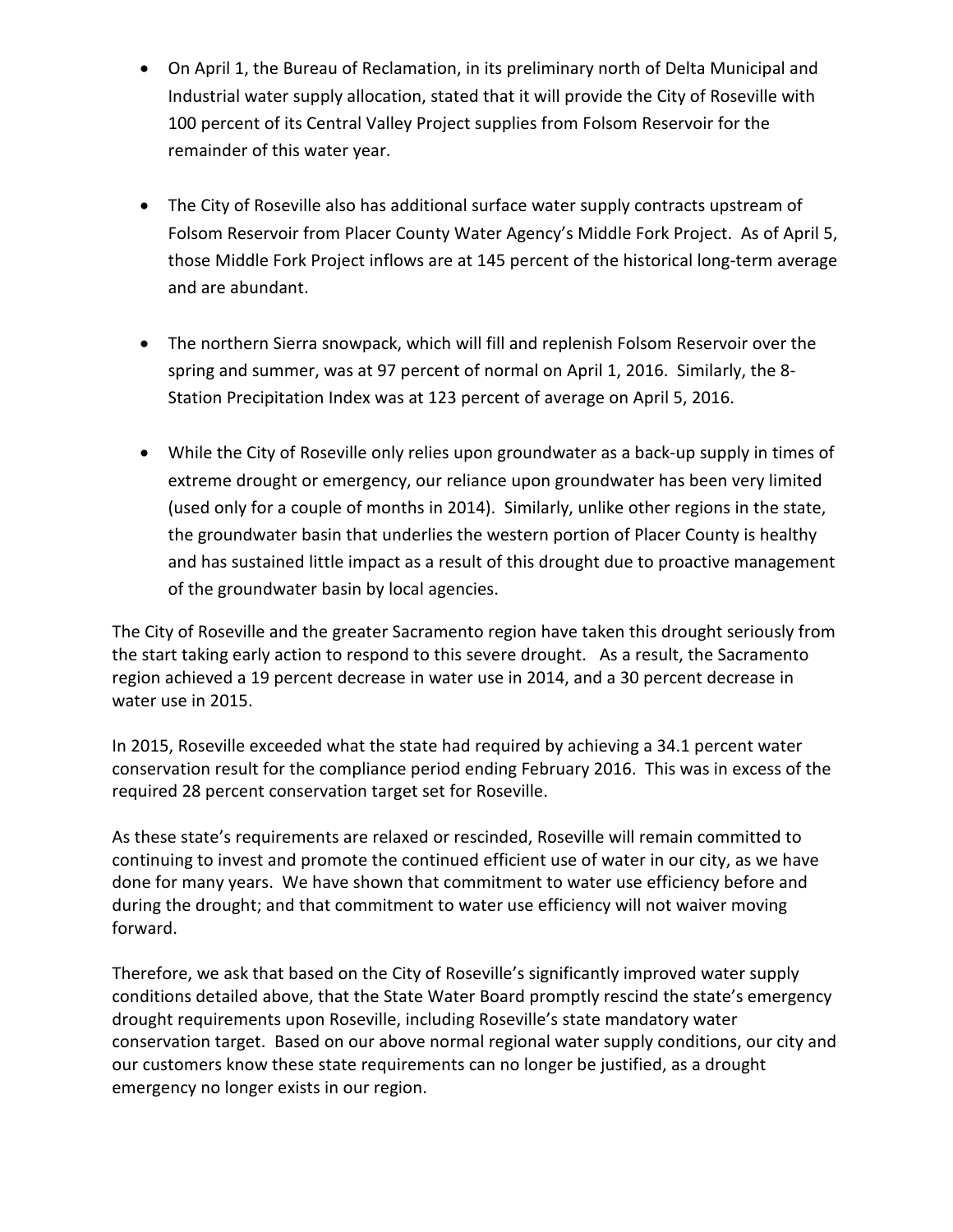- On April 1, the Bureau of Reclamation, in its preliminary north of Delta Municipal and Industrial water supply allocation, stated that it will provide the City of Roseville with 100 percent of its Central Valley Project supplies from Folsom Reservoir for the remainder of this water year.

- The City of Roseville also has additional surface water supply contracts upstream of Folsom Reservoir from Placer County Water Agency's Middle Fork Project. As of April 5, those Middle Fork Project inflows are at 145 percent of the historical long-term average and are abundant.

- The northern Sierra snowpack, which will fill and replenish Folsom Reservoir over the spring and summer, was at 97 percent of normal on April 1, 2016. Similarly, the 8-Station Precipitation Index was at 123 percent of average on April 5, 2016.

- While the City of Roseville only relies upon groundwater as a back-up supply in times of extreme drought or emergency, our reliance upon groundwater has been very limited (used only for a couple of months in 2014). Similarly, unlike other regions in the state, the groundwater basin that underlies the western portion of Placer County is healthy and has sustained little impact as a result of this drought due to proactive management of the groundwater basin by local agencies.

The City of Roseville and the greater Sacramento region have taken this drought seriously from the start taking early action to respond to this severe drought. As a result, the Sacramento region achieved a 19 percent decrease in water use in 2014, and a 30 percent decrease in water use in 2015.

In 2015, Roseville exceeded what the state had required by achieving a 34.1 percent water conservation result for the compliance period ending February 2016. This was in excess of the required 28 percent conservation target set for Roseville.

As these state's requirements are relaxed or rescinded, Roseville will remain committed to continuing to invest and promote the continued efficient use of water in our city, as we have done for many years. We have shown that commitment to water use efficiency before and during the drought; and that commitment to water use efficiency will not waiver moving forward.

Therefore, we ask that based on the City of Roseville's significantly improved water supply conditions detailed above, that the State Water Board promptly rescind the state's emergency drought requirements upon Roseville, including Roseville's state mandatory water conservation target. Based on our above normal regional water supply conditions, our city and our customers know these state requirements can no longer be justified, as a drought emergency no longer exists in our region.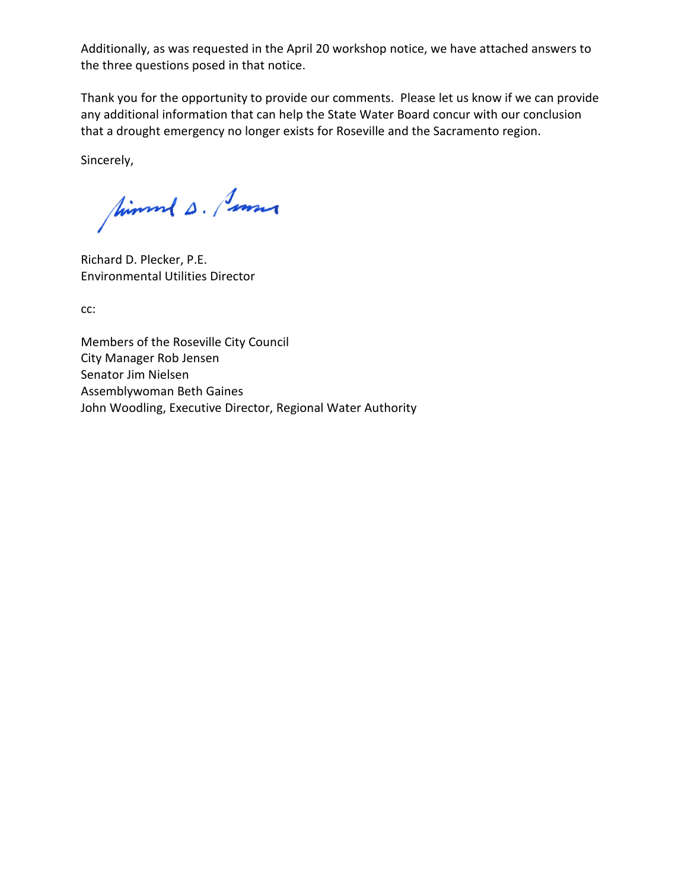Additionally, as was requested in the April 20 workshop notice, we have attached answers to the three questions posed in that notice.

Thank you for the opportunity to provide our comments. Please let us know if we can provide any additional information that can help the State Water Board concur with our conclusion that a drought emergency no longer exists for Roseville and the Sacramento region.

Sincerely,

Richard D. Plecker, P.E.
Environmental Utilities Director

cc:

Members of the Roseville City Council
City Manager Rob Jensen
Senator Jim Nielsen
Assemblywoman Beth Gaines
John Woodling, Executive Director, Regional Water Authority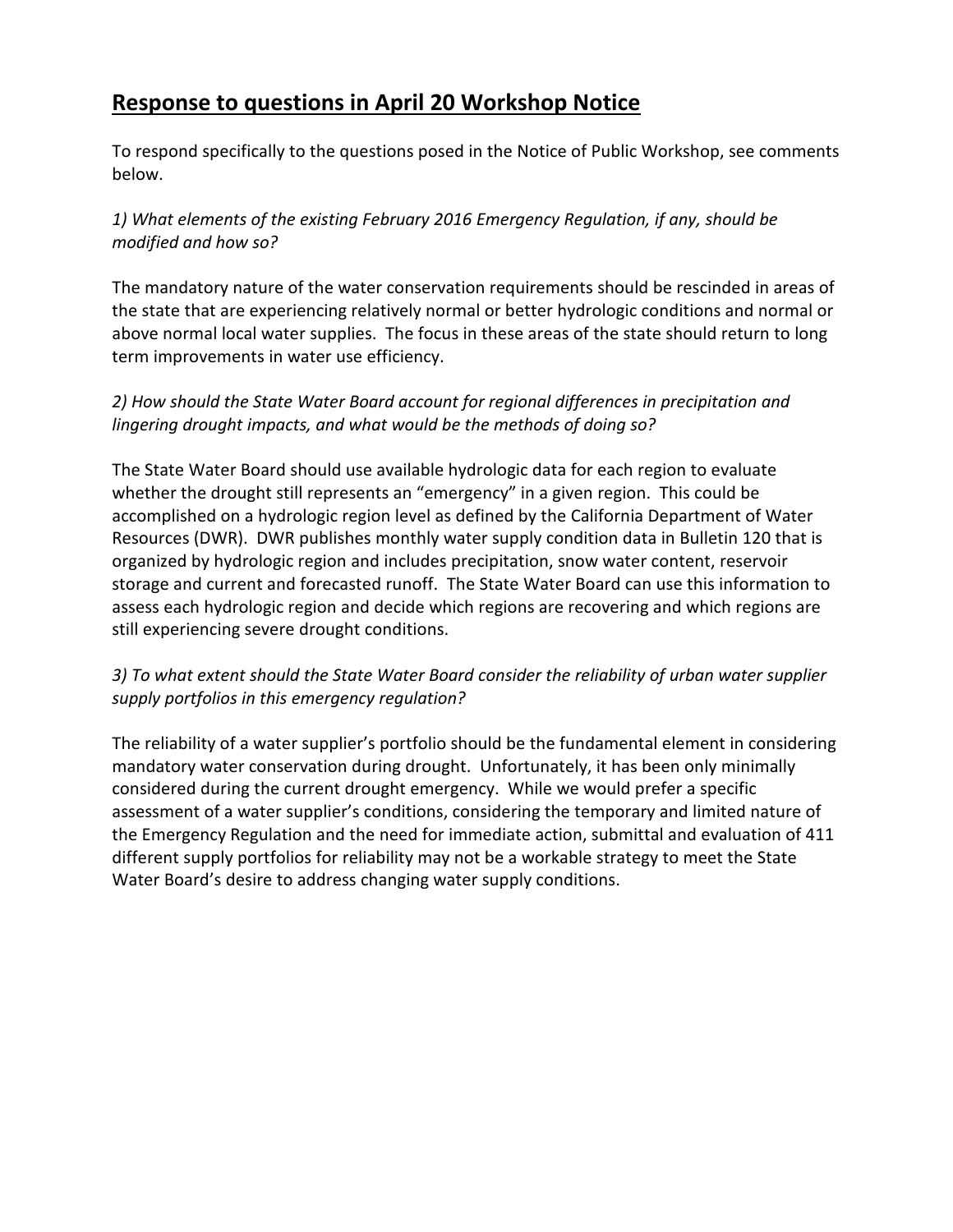## **Response to questions in April 20 Workshop Notice**

To respond specifically to the questions posed in the Notice of Public Workshop, see comments below.

*1) What elements of the existing February 2016 Emergency Regulation, if any, should be modified and how so?*

The mandatory nature of the water conservation requirements should be rescinded in areas of the state that are experiencing relatively normal or better hydrologic conditions and normal or above normal local water supplies. The focus in these areas of the state should return to long term improvements in water use efficiency.

*2) How should the State Water Board account for regional differences in precipitation and lingering drought impacts, and what would be the methods of doing so?*

The State Water Board should use available hydrologic data for each region to evaluate whether the drought still represents an "emergency" in a given region. This could be accomplished on a hydrologic region level as defined by the California Department of Water Resources (DWR). DWR publishes monthly water supply condition data in Bulletin 120 that is organized by hydrologic region and includes precipitation, snow water content, reservoir storage and current and forecasted runoff. The State Water Board can use this information to assess each hydrologic region and decide which regions are recovering and which regions are still experiencing severe drought conditions.

*3) To what extent should the State Water Board consider the reliability of urban water supplier supply portfolios in this emergency regulation?*

The reliability of a water supplier's portfolio should be the fundamental element in considering mandatory water conservation during drought. Unfortunately, it has been only minimally considered during the current drought emergency. While we would prefer a specific assessment of a water supplier's conditions, considering the temporary and limited nature of the Emergency Regulation and the need for immediate action, submittal and evaluation of 411 different supply portfolios for reliability may not be a workable strategy to meet the State Water Board's desire to address changing water supply conditions.